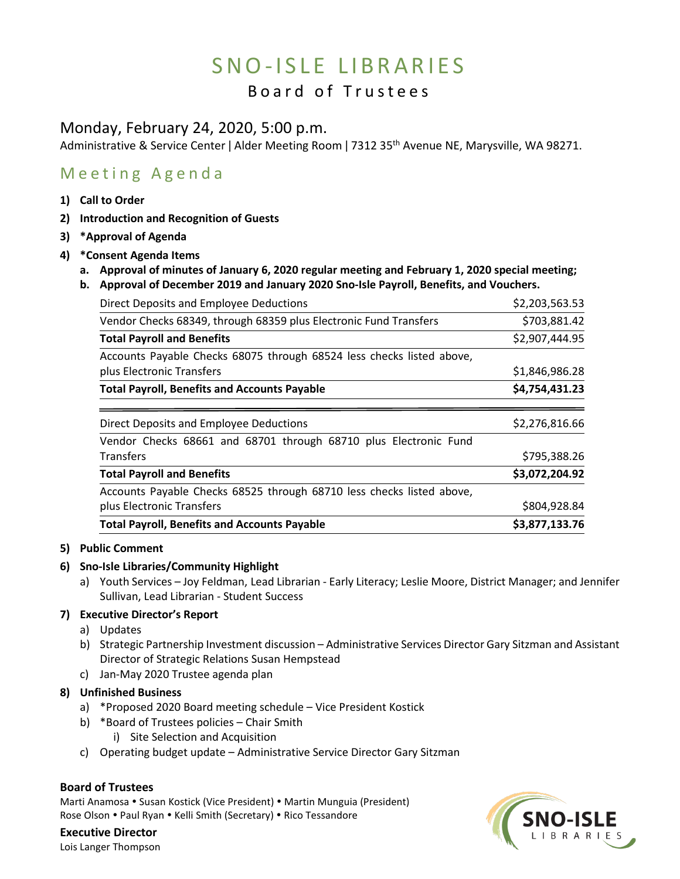# SNO-ISLE LIBRARIES

## Board of Trustees

### Monday, February 24, 2020, 5:00 p.m.

Administrative & Service Center | Alder Meeting Room | 7312 35th Avenue NE, Marysville, WA 98271.

## Meeting Agenda

1) **Call to Order**
2) **Introduction and Recognition of Guests**
3) **\*Approval of Agenda**
4) **\*Consent Agenda Items**
   a. **Approval of minutes of January 6, 2020 regular meeting and February 1, 2020 special meeting;**
   b. **Approval of December 2019 and January 2020 Sno-Isle Payroll, Benefits, and Vouchers.**

| | |
|---|---:|
| Direct Deposits and Employee Deductions | $2,203,563.53 |
| Vendor Checks 68349, through 68359 plus Electronic Fund Transfers | $703,881.42 |
| **Total Payroll and Benefits** | $2,907,444.95 |
| Accounts Payable Checks 68075 through 68524 less checks listed above, plus Electronic Transfers | $1,846,986.28 |
| **Total Payroll, Benefits and Accounts Payable** | **$4,754,431.23** |

| | |
|---|---:|
| Direct Deposits and Employee Deductions | $2,276,816.66 |
| Vendor Checks 68661 and 68701 through 68710 plus Electronic Fund Transfers | $795,388.26 |
| **Total Payroll and Benefits** | **$3,072,204.92** |
| Accounts Payable Checks 68525 through 68710 less checks listed above, plus Electronic Transfers | $804,928.84 |
| **Total Payroll, Benefits and Accounts Payable** | **$3,877,133.76** |

5) **Public Comment**
6) **Sno-Isle Libraries/Community Highlight**
   a) Youth Services – Joy Feldman, Lead Librarian - Early Literacy; Leslie Moore, District Manager; and Jennifer Sullivan, Lead Librarian - Student Success
7) **Executive Director's Report**
   a) Updates
   b) Strategic Partnership Investment discussion – Administrative Services Director Gary Sitzman and Assistant Director of Strategic Relations Susan Hempstead
   c) Jan-May 2020 Trustee agenda plan
8) **Unfinished Business**
   a) \*Proposed 2020 Board meeting schedule – Vice President Kostick
   b) \*Board of Trustees policies – Chair Smith
      i) Site Selection and Acquisition
   c) Operating budget update – Administrative Service Director Gary Sitzman

**Board of Trustees**

Marti Anamosa • Susan Kostick (Vice President) • Martin Munguia (President)
Rose Olson • Paul Ryan • Kelli Smith (Secretary) • Rico Tessandore

**Executive Director**

Lois Langer Thompson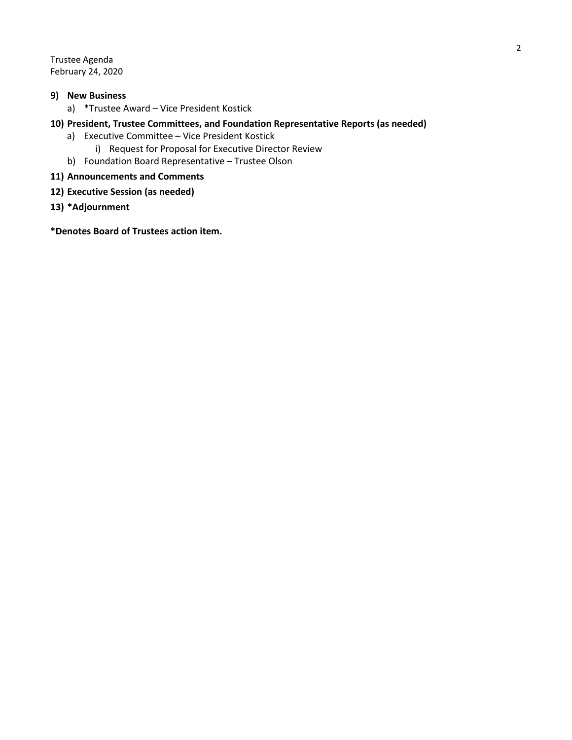Trustee Agenda
February 24, 2020

**9) New Business**

a) *Trustee Award – Vice President Kostick

**10) President, Trustee Committees, and Foundation Representative Reports (as needed)**

a) Executive Committee – Vice President Kostick
   i) Request for Proposal for Executive Director Review
b) Foundation Board Representative – Trustee Olson

**11) Announcements and Comments**

**12) Executive Session (as needed)**

**13) *Adjournment**

**\*Denotes Board of Trustees action item.**